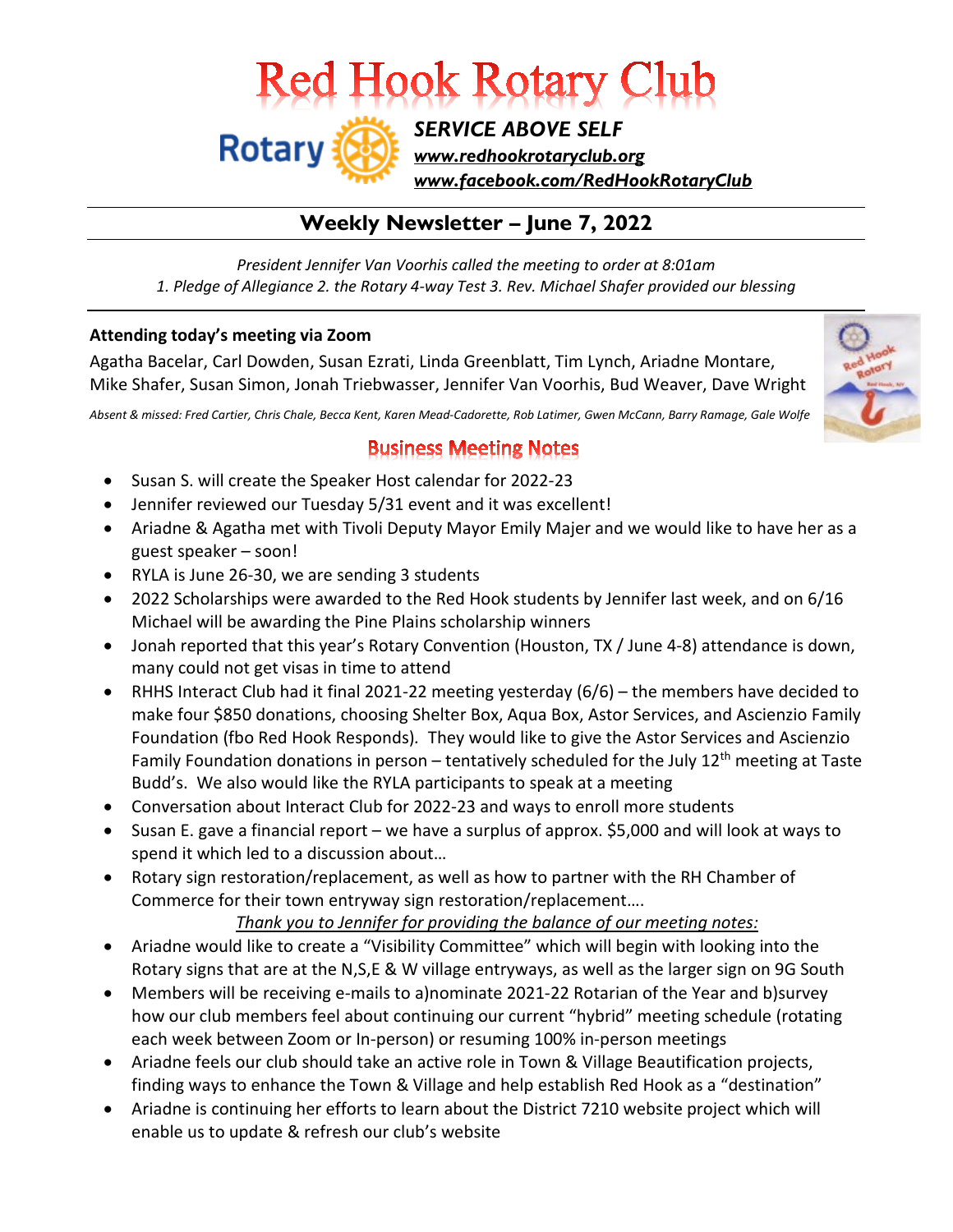# Red Hook Rotary Club

***SERVICE ABOVE SELF***

***www.redhookrotaryclub.org***

***www.facebook.com/RedHookRotaryClub***

## Weekly Newsletter – June 7, 2022

*President Jennifer Van Voorhis called the meeting to order at 8:01am*
*1. Pledge of Allegiance 2. the Rotary 4-way Test 3. Rev. Michael Shafer provided our blessing*

**Attending today's meeting via Zoom**

Agatha Bacelar, Carl Dowden, Susan Ezrati, Linda Greenblatt, Tim Lynch, Ariadne Montare, Mike Shafer, Susan Simon, Jonah Triebwasser, Jennifer Van Voorhis, Bud Weaver, Dave Wright

*Absent & missed: Fred Cartier, Chris Chale, Becca Kent, Karen Mead-Cadorette, Rob Latimer, Gwen McCann, Barry Ramage, Gale Wolfe*

### Business Meeting Notes

- Susan S. will create the Speaker Host calendar for 2022-23
- Jennifer reviewed our Tuesday 5/31 event and it was excellent!
- Ariadne & Agatha met with Tivoli Deputy Mayor Emily Majer and we would like to have her as a guest speaker – soon!
- RYLA is June 26-30, we are sending 3 students
- 2022 Scholarships were awarded to the Red Hook students by Jennifer last week, and on 6/16 Michael will be awarding the Pine Plains scholarship winners
- Jonah reported that this year's Rotary Convention (Houston, TX / June 4-8) attendance is down, many could not get visas in time to attend
- RHHS Interact Club had it final 2021-22 meeting yesterday (6/6) – the members have decided to make four $850 donations, choosing Shelter Box, Aqua Box, Astor Services, and Ascienzio Family Foundation (fbo Red Hook Responds). They would like to give the Astor Services and Ascienzio Family Foundation donations in person – tentatively scheduled for the July 12th meeting at Taste Budd's. We also would like the RYLA participants to speak at a meeting
- Conversation about Interact Club for 2022-23 and ways to enroll more students
- Susan E. gave a financial report – we have a surplus of approx. $5,000 and will look at ways to spend it which led to a discussion about…
- Rotary sign restoration/replacement, as well as how to partner with the RH Chamber of Commerce for their town entryway sign restoration/replacement….

<u>*Thank you to Jennifer for providing the balance of our meeting notes:*</u>

- Ariadne would like to create a "Visibility Committee" which will begin with looking into the Rotary signs that are at the N,S,E & W village entryways, as well as the larger sign on 9G South
- Members will be receiving e-mails to a)nominate 2021-22 Rotarian of the Year and b)survey how our club members feel about continuing our current "hybrid" meeting schedule (rotating each week between Zoom or In-person) or resuming 100% in-person meetings
- Ariadne feels our club should take an active role in Town & Village Beautification projects, finding ways to enhance the Town & Village and help establish Red Hook as a "destination"
- Ariadne is continuing her efforts to learn about the District 7210 website project which will enable us to update & refresh our club's website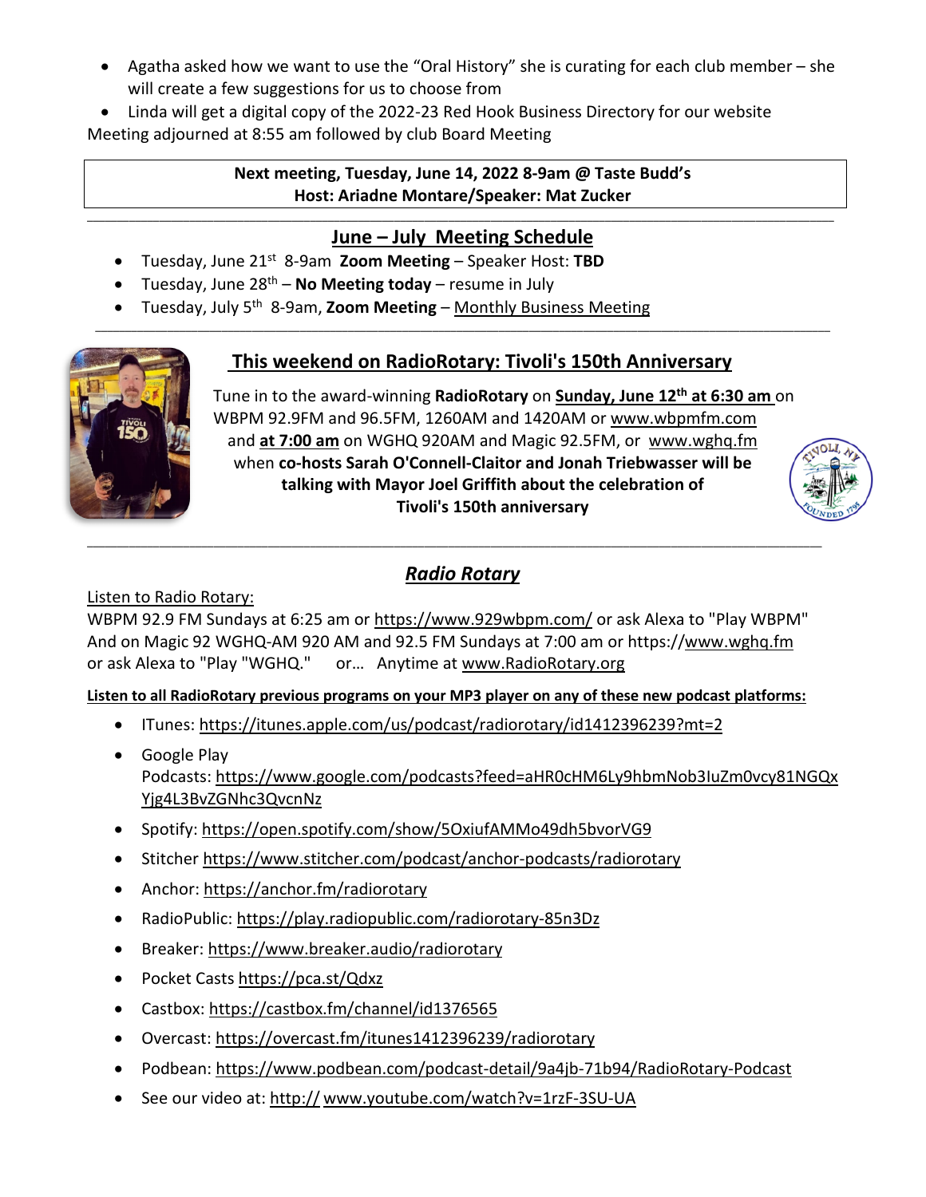- Agatha asked how we want to use the "Oral History" she is curating for each club member – she will create a few suggestions for us to choose from
- Linda will get a digital copy of the 2022-23 Red Hook Business Directory for our website

Meeting adjourned at 8:55 am followed by club Board Meeting

**Next meeting, Tuesday, June 14, 2022 8-9am @ Taste Budd's**
**Host: Ariadne Montare/Speaker: Mat Zucker**

---

## June – July Meeting Schedule

- Tuesday, June 21st 8-9am **Zoom Meeting** – Speaker Host: **TBD**
- Tuesday, June 28th – **No Meeting today** – resume in July
- Tuesday, July 5th 8-9am, **Zoom Meeting** – Monthly Business Meeting

---

## This weekend on RadioRotary: Tivoli's 150th Anniversary

Tune in to the award-winning **RadioRotary** on **Sunday, June 12th at 6:30 am** on WBPM 92.9FM and 96.5FM, 1260AM and 1420AM or www.wbpmfm.com and **at 7:00 am** on WGHQ 920AM and Magic 92.5FM, or www.wghq.fm when **co-hosts Sarah O'Connell-Claitor and Jonah Triebwasser will be talking with Mayor Joel Griffith about the celebration of Tivoli's 150th anniversary**

---

## *Radio Rotary*

Listen to Radio Rotary:
WBPM 92.9 FM Sundays at 6:25 am or https://www.929wbpm.com/ or ask Alexa to "Play WBPM"
And on Magic 92 WGHQ-AM 920 AM and 92.5 FM Sundays at 7:00 am or https://www.wghq.fm or ask Alexa to "Play "WGHQ." or… Anytime at www.RadioRotary.org

**Listen to all RadioRotary previous programs on your MP3 player on any of these new podcast platforms:**

- ITunes: https://itunes.apple.com/us/podcast/radiorotary/id1412396239?mt=2
- Google Play Podcasts: https://www.google.com/podcasts?feed=aHR0cHM6Ly9hbmNob3IuZm0vcy81NGQxYjg4L3BvZGNhc3QvcnNz
- Spotify: https://open.spotify.com/show/5OxiufAMMo49dh5bvorVG9
- Stitcher https://www.stitcher.com/podcast/anchor-podcasts/radiorotary
- Anchor: https://anchor.fm/radiorotary
- RadioPublic: https://play.radiopublic.com/radiorotary-85n3Dz
- Breaker: https://www.breaker.audio/radiorotary
- Pocket Casts https://pca.st/Qdxz
- Castbox: https://castbox.fm/channel/id1376565
- Overcast: https://overcast.fm/itunes1412396239/radiorotary
- Podbean: https://www.podbean.com/podcast-detail/9a4jb-71b94/RadioRotary-Podcast
- See our video at: http:// www.youtube.com/watch?v=1rzF-3SU-UA